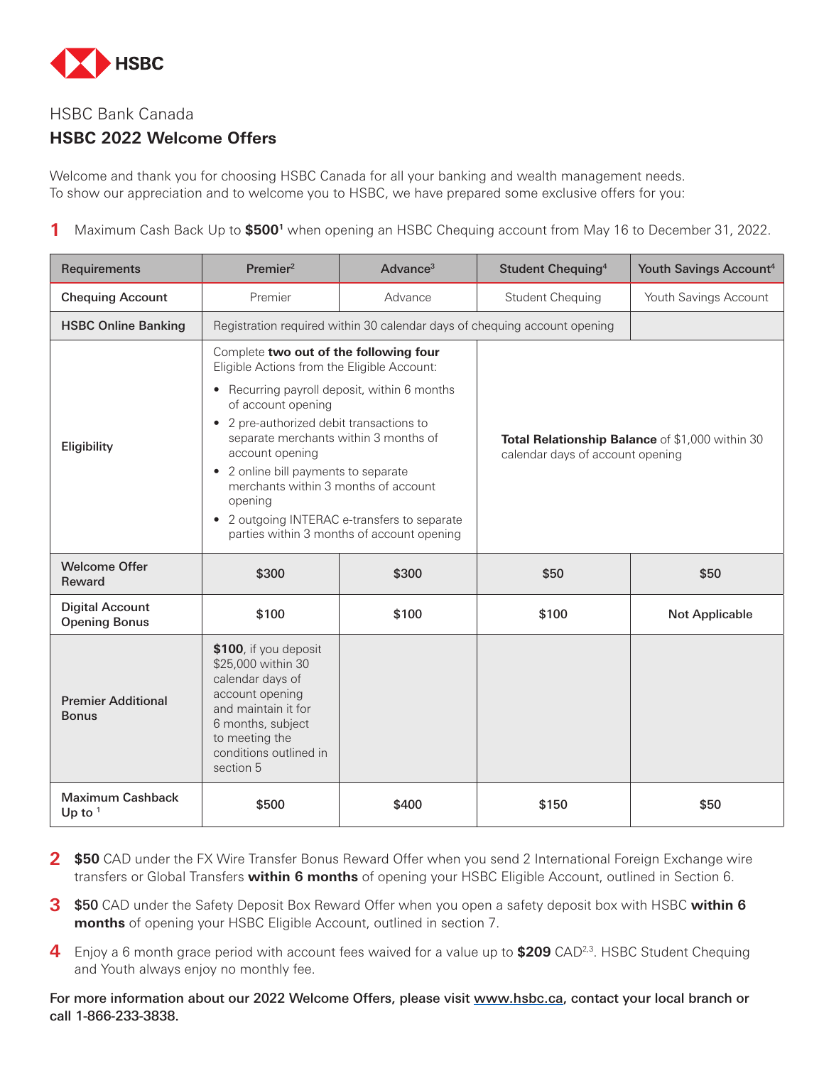HSBC

HSBC Bank Canada

## HSBC 2022 Welcome Offers

Welcome and thank you for choosing HSBC Canada for all your banking and wealth management needs.
To show our appreciation and to welcome you to HSBC, we have prepared some exclusive offers for you:

**1** Maximum Cash Back Up to **$500**[1] when opening an HSBC Chequing account from May 16 to December 31, 2022.

| Requirements | Premier[2] | Advance[3] | Student Chequing[4] | Youth Savings Account[4] |
|---|---|---|---|---|
| **Chequing Account** | Premier | Advance | Student Chequing | Youth Savings Account |
| **HSBC Online Banking** | Registration required within 30 calendar days of chequing account opening | | | |
| **Eligibility** | Complete **two out of the following four** Eligible Actions from the Eligible Account:<br>• Recurring payroll deposit, within 6 months of account opening<br>• 2 pre-authorized debit transactions to separate merchants within 3 months of account opening<br>• 2 online bill payments to separate merchants within 3 months of account opening<br>• 2 outgoing INTERAC e-transfers to separate parties within 3 months of account opening | | **Total Relationship Balance** of $1,000 within 30 calendar days of account opening | |
| **Welcome Offer Reward** | **$300** | **$300** | **$50** | **$50** |
| **Digital Account Opening Bonus** | **$100** | **$100** | **$100** | **Not Applicable** |
| **Premier Additional Bonus** | **$100**, if you deposit $25,000 within 30 calendar days of account opening and maintain it for 6 months, subject to meeting the conditions outlined in section 5 | | | |
| **Maximum Cashback Up to** [1] | **$500** | **$400** | **$150** | **$50** |

**2** **$50** CAD under the FX Wire Transfer Bonus Reward Offer when you send 2 International Foreign Exchange wire transfers or Global Transfers **within 6 months** of opening your HSBC Eligible Account, outlined in Section 6.

**3** **$50** CAD under the Safety Deposit Box Reward Offer when you open a safety deposit box with HSBC **within 6 months** of opening your HSBC Eligible Account, outlined in section 7.

**4** Enjoy a 6 month grace period with account fees waived for a value up to **$209** CAD[2,3]. HSBC Student Chequing and Youth always enjoy no monthly fee.

**For more information about our 2022 Welcome Offers, please visit www.hsbc.ca, contact your local branch or call 1-866-233-3838.**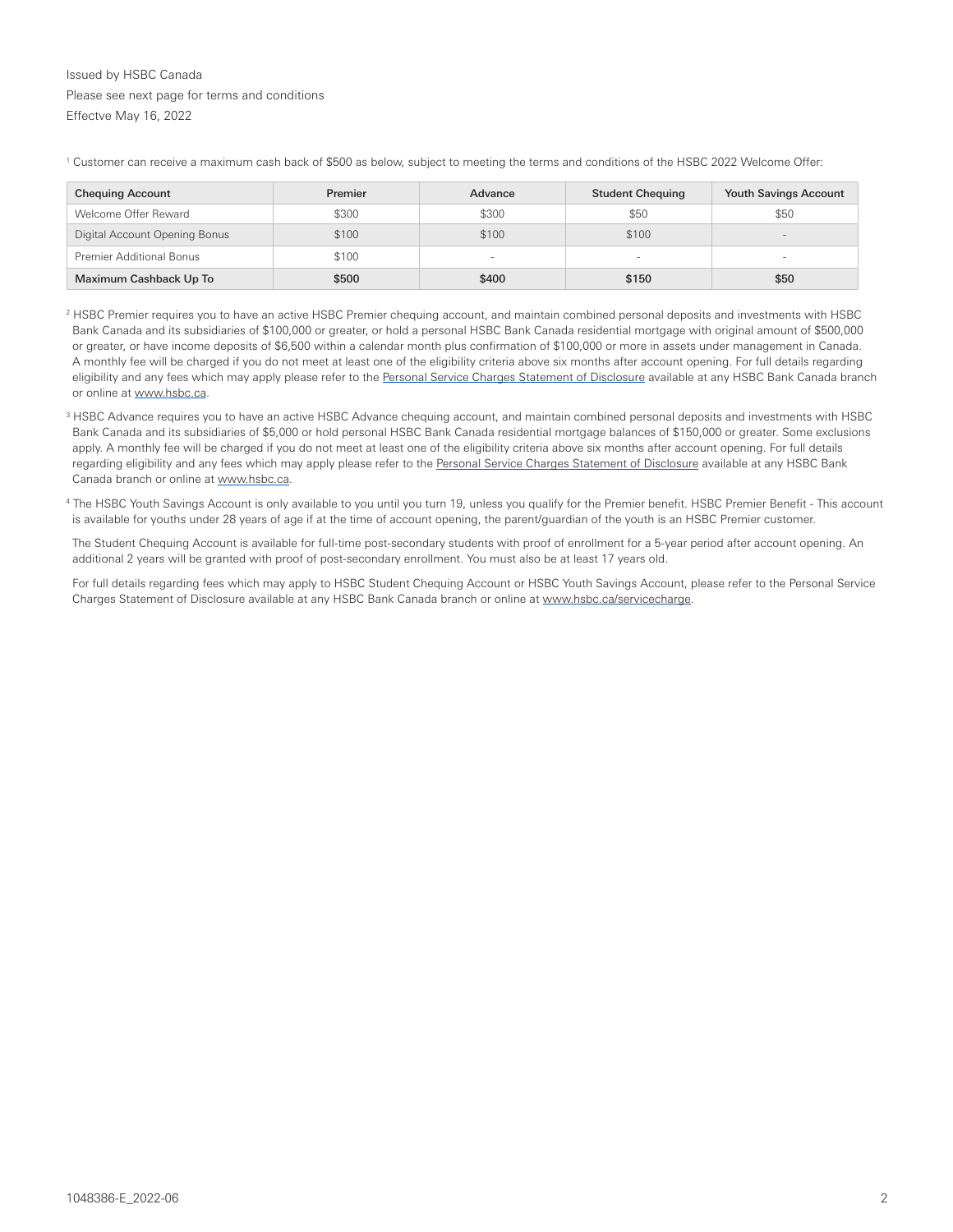Issued by HSBC Canada

Please see next page for terms and conditions

Effectve May 16, 2022

[1] Customer can receive a maximum cash back of $500 as below, subject to meeting the terms and conditions of the HSBC 2022 Welcome Offer:

| Chequing Account | Premier | Advance | Student Chequing | Youth Savings Account |
|---|---|---|---|---|
| Welcome Offer Reward | $300 | $300 | $50 | $50 |
| Digital Account Opening Bonus | $100 | $100 | $100 | - |
| Premier Additional Bonus | $100 | - | - | - |
| **Maximum Cashback Up To** | **$500** | **$400** | **$150** | **$50** |

[2] HSBC Premier requires you to have an active HSBC Premier chequing account, and maintain combined personal deposits and investments with HSBC Bank Canada and its subsidiaries of $100,000 or greater, or hold a personal HSBC Bank Canada residential mortgage with original amount of $500,000 or greater, or have income deposits of $6,500 within a calendar month plus confirmation of $100,000 or more in assets under management in Canada. A monthly fee will be charged if you do not meet at least one of the eligibility criteria above six months after account opening. For full details regarding eligibility and any fees which may apply please refer to the Personal Service Charges Statement of Disclosure available at any HSBC Bank Canada branch or online at www.hsbc.ca.

[3] HSBC Advance requires you to have an active HSBC Advance chequing account, and maintain combined personal deposits and investments with HSBC Bank Canada and its subsidiaries of $5,000 or hold personal HSBC Bank Canada residential mortgage balances of $150,000 or greater. Some exclusions apply. A monthly fee will be charged if you do not meet at least one of the eligibility criteria above six months after account opening. For full details regarding eligibility and any fees which may apply please refer to the Personal Service Charges Statement of Disclosure available at any HSBC Bank Canada branch or online at www.hsbc.ca.

[4] The HSBC Youth Savings Account is only available to you until you turn 19, unless you qualify for the Premier benefit. HSBC Premier Benefit - This account is available for youths under 28 years of age if at the time of account opening, the parent/guardian of the youth is an HSBC Premier customer.

The Student Chequing Account is available for full-time post-secondary students with proof of enrollment for a 5-year period after account opening. An additional 2 years will be granted with proof of post-secondary enrollment. You must also be at least 17 years old.

For full details regarding fees which may apply to HSBC Student Chequing Account or HSBC Youth Savings Account, please refer to the Personal Service Charges Statement of Disclosure available at any HSBC Bank Canada branch or online at www.hsbc.ca/servicecharge.

1048386-E_2022-06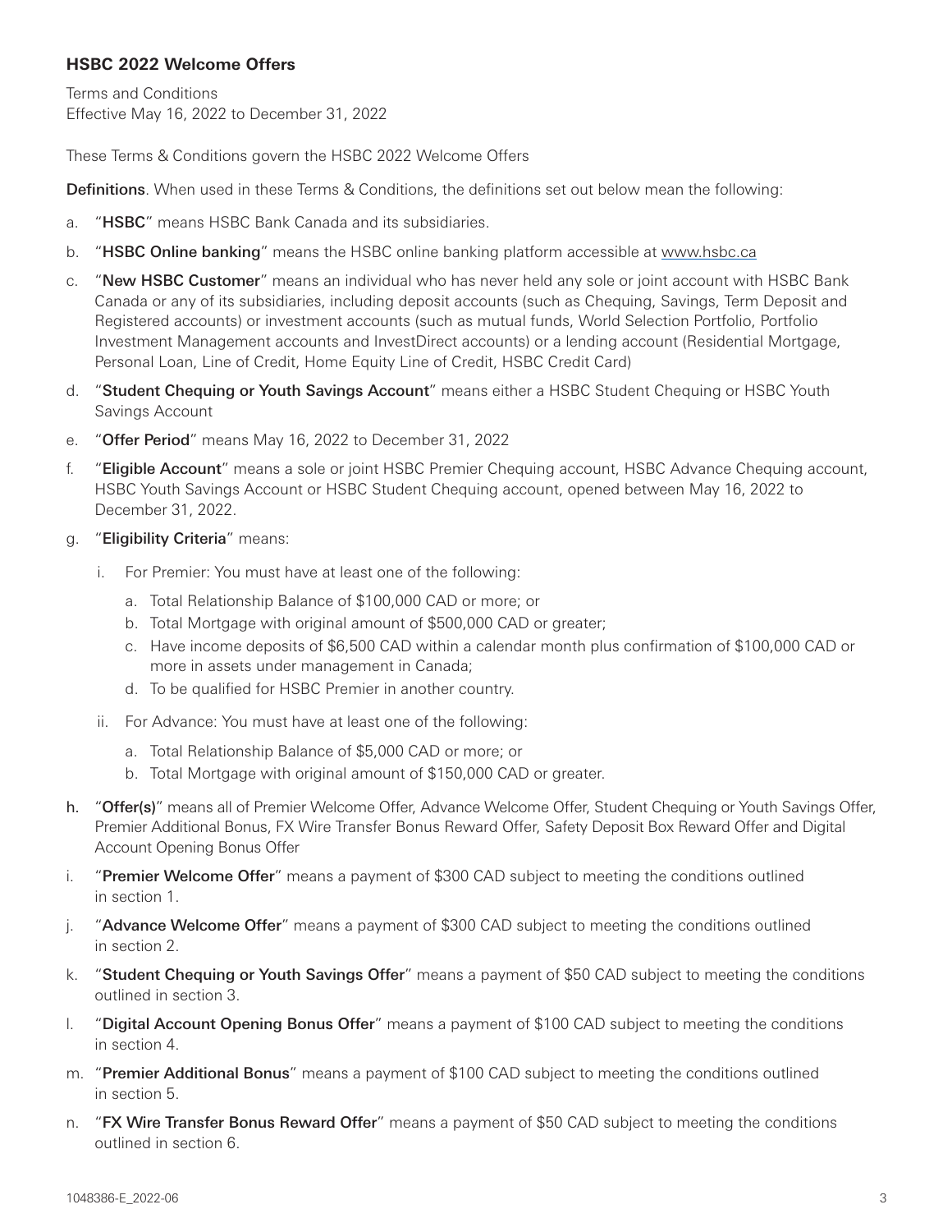**HSBC 2022 Welcome Offers**

Terms and Conditions
Effective May 16, 2022 to December 31, 2022

These Terms & Conditions govern the HSBC 2022 Welcome Offers

**Definitions**. When used in these Terms & Conditions, the definitions set out below mean the following:

a. "**HSBC**" means HSBC Bank Canada and its subsidiaries.

b. "**HSBC Online banking**" means the HSBC online banking platform accessible at www.hsbc.ca

c. "**New HSBC Customer**" means an individual who has never held any sole or joint account with HSBC Bank Canada or any of its subsidiaries, including deposit accounts (such as Chequing, Savings, Term Deposit and Registered accounts) or investment accounts (such as mutual funds, World Selection Portfolio, Portfolio Investment Management accounts and InvestDirect accounts) or a lending account (Residential Mortgage, Personal Loan, Line of Credit, Home Equity Line of Credit, HSBC Credit Card)

d. "**Student Chequing or Youth Savings Account**" means either a HSBC Student Chequing or HSBC Youth Savings Account

e. "**Offer Period**" means May 16, 2022 to December 31, 2022

f. "**Eligible Account**" means a sole or joint HSBC Premier Chequing account, HSBC Advance Chequing account, HSBC Youth Savings Account or HSBC Student Chequing account, opened between May 16, 2022 to December 31, 2022.

g. "**Eligibility Criteria**" means:

   i. For Premier: You must have at least one of the following:

      a. Total Relationship Balance of $100,000 CAD or more; or

      b. Total Mortgage with original amount of $500,000 CAD or greater;

      c. Have income deposits of $6,500 CAD within a calendar month plus confirmation of $100,000 CAD or more in assets under management in Canada;

      d. To be qualified for HSBC Premier in another country.

   ii. For Advance: You must have at least one of the following:

      a. Total Relationship Balance of $5,000 CAD or more; or

      b. Total Mortgage with original amount of $150,000 CAD or greater.

h. "**Offer(s)**" means all of Premier Welcome Offer, Advance Welcome Offer, Student Chequing or Youth Savings Offer, Premier Additional Bonus, FX Wire Transfer Bonus Reward Offer, Safety Deposit Box Reward Offer and Digital Account Opening Bonus Offer

i. "**Premier Welcome Offer**" means a payment of $300 CAD subject to meeting the conditions outlined in section 1.

j. "**Advance Welcome Offer**" means a payment of $300 CAD subject to meeting the conditions outlined in section 2.

k. "**Student Chequing or Youth Savings Offer**" means a payment of $50 CAD subject to meeting the conditions outlined in section 3.

l. "**Digital Account Opening Bonus Offer**" means a payment of $100 CAD subject to meeting the conditions in section 4.

m. "**Premier Additional Bonus**" means a payment of $100 CAD subject to meeting the conditions outlined in section 5.

n. "**FX Wire Transfer Bonus Reward Offer**" means a payment of $50 CAD subject to meeting the conditions outlined in section 6.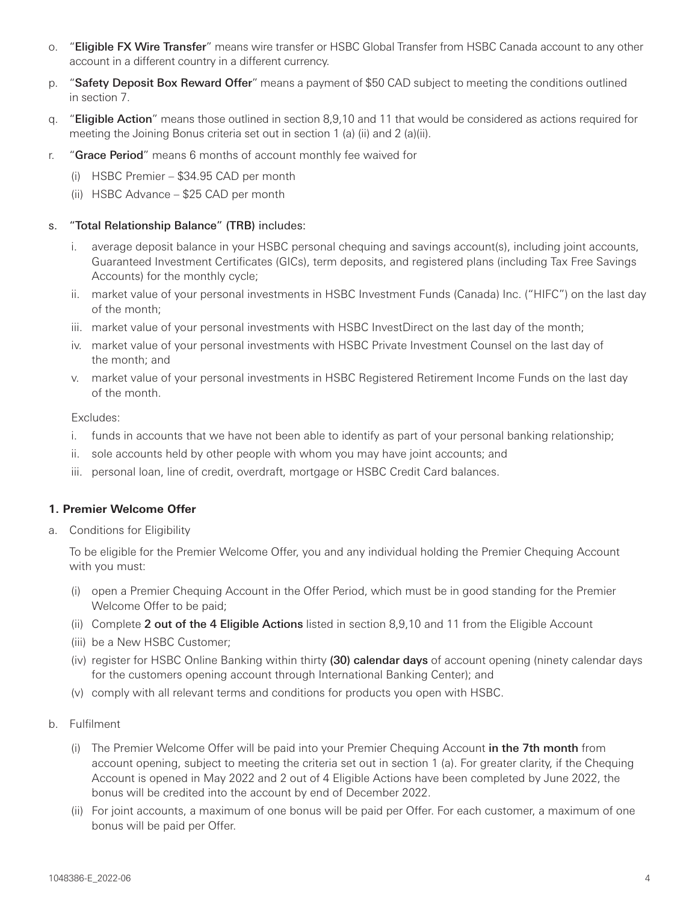o. "**Eligible FX Wire Transfer**" means wire transfer or HSBC Global Transfer from HSBC Canada account to any other account in a different country in a different currency.

p. "**Safety Deposit Box Reward Offer**" means a payment of $50 CAD subject to meeting the conditions outlined in section 7.

q. "**Eligible Action**" means those outlined in section 8,9,10 and 11 that would be considered as actions required for meeting the Joining Bonus criteria set out in section 1 (a) (ii) and 2 (a)(ii).

r. "**Grace Period**" means 6 months of account monthly fee waived for

   (i) HSBC Premier – $34.95 CAD per month

   (ii) HSBC Advance – $25 CAD per month

s. "**Total Relationship Balance" (TRB)** includes:

   i. average deposit balance in your HSBC personal chequing and savings account(s), including joint accounts, Guaranteed Investment Certificates (GICs), term deposits, and registered plans (including Tax Free Savings Accounts) for the monthly cycle;

   ii. market value of your personal investments in HSBC Investment Funds (Canada) Inc. ("HIFC") on the last day of the month;

   iii. market value of your personal investments with HSBC InvestDirect on the last day of the month;

   iv. market value of your personal investments with HSBC Private Investment Counsel on the last day of the month; and

   v. market value of your personal investments in HSBC Registered Retirement Income Funds on the last day of the month.

   Excludes:

   i. funds in accounts that we have not been able to identify as part of your personal banking relationship;

   ii. sole accounts held by other people with whom you may have joint accounts; and

   iii. personal loan, line of credit, overdraft, mortgage or HSBC Credit Card balances.

### 1. Premier Welcome Offer

a. Conditions for Eligibility

   To be eligible for the Premier Welcome Offer, you and any individual holding the Premier Chequing Account with you must:

   (i) open a Premier Chequing Account in the Offer Period, which must be in good standing for the Premier Welcome Offer to be paid;

   (ii) Complete **2 out of the 4 Eligible Actions** listed in section 8,9,10 and 11 from the Eligible Account

   (iii) be a New HSBC Customer;

   (iv) register for HSBC Online Banking within thirty **(30) calendar days** of account opening (ninety calendar days for the customers opening account through International Banking Center); and

   (v) comply with all relevant terms and conditions for products you open with HSBC.

b. Fulfilment

   (i) The Premier Welcome Offer will be paid into your Premier Chequing Account **in the 7th month** from account opening, subject to meeting the criteria set out in section 1 (a). For greater clarity, if the Chequing Account is opened in May 2022 and 2 out of 4 Eligible Actions have been completed by June 2022, the bonus will be credited into the account by end of December 2022.

   (ii) For joint accounts, a maximum of one bonus will be paid per Offer. For each customer, a maximum of one bonus will be paid per Offer.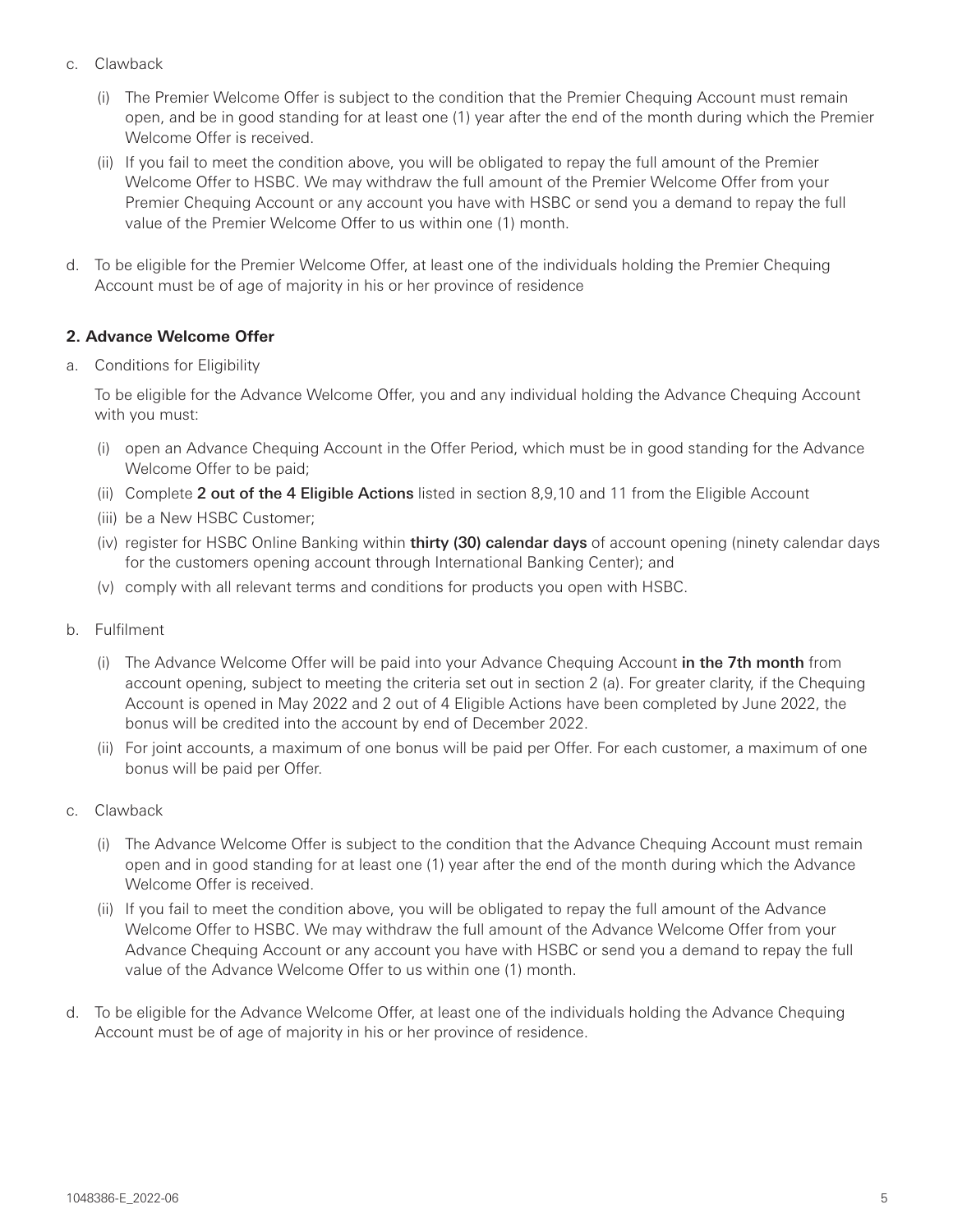c. Clawback

   (i) The Premier Welcome Offer is subject to the condition that the Premier Chequing Account must remain open, and be in good standing for at least one (1) year after the end of the month during which the Premier Welcome Offer is received.

   (ii) If you fail to meet the condition above, you will be obligated to repay the full amount of the Premier Welcome Offer to HSBC. We may withdraw the full amount of the Premier Welcome Offer from your Premier Chequing Account or any account you have with HSBC or send you a demand to repay the full value of the Premier Welcome Offer to us within one (1) month.

d. To be eligible for the Premier Welcome Offer, at least one of the individuals holding the Premier Chequing Account must be of age of majority in his or her province of residence

**2. Advance Welcome Offer**

a. Conditions for Eligibility

   To be eligible for the Advance Welcome Offer, you and any individual holding the Advance Chequing Account with you must:

   (i) open an Advance Chequing Account in the Offer Period, which must be in good standing for the Advance Welcome Offer to be paid;

   (ii) Complete **2 out of the 4 Eligible Actions** listed in section 8,9,10 and 11 from the Eligible Account

   (iii) be a New HSBC Customer;

   (iv) register for HSBC Online Banking within **thirty (30) calendar days** of account opening (ninety calendar days for the customers opening account through International Banking Center); and

   (v) comply with all relevant terms and conditions for products you open with HSBC.

b. Fulfilment

   (i) The Advance Welcome Offer will be paid into your Advance Chequing Account **in the 7th month** from account opening, subject to meeting the criteria set out in section 2 (a). For greater clarity, if the Chequing Account is opened in May 2022 and 2 out of 4 Eligible Actions have been completed by June 2022, the bonus will be credited into the account by end of December 2022.

   (ii) For joint accounts, a maximum of one bonus will be paid per Offer. For each customer, a maximum of one bonus will be paid per Offer.

c. Clawback

   (i) The Advance Welcome Offer is subject to the condition that the Advance Chequing Account must remain open and in good standing for at least one (1) year after the end of the month during which the Advance Welcome Offer is received.

   (ii) If you fail to meet the condition above, you will be obligated to repay the full amount of the Advance Welcome Offer to HSBC. We may withdraw the full amount of the Advance Welcome Offer from your Advance Chequing Account or any account you have with HSBC or send you a demand to repay the full value of the Advance Welcome Offer to us within one (1) month.

d. To be eligible for the Advance Welcome Offer, at least one of the individuals holding the Advance Chequing Account must be of age of majority in his or her province of residence.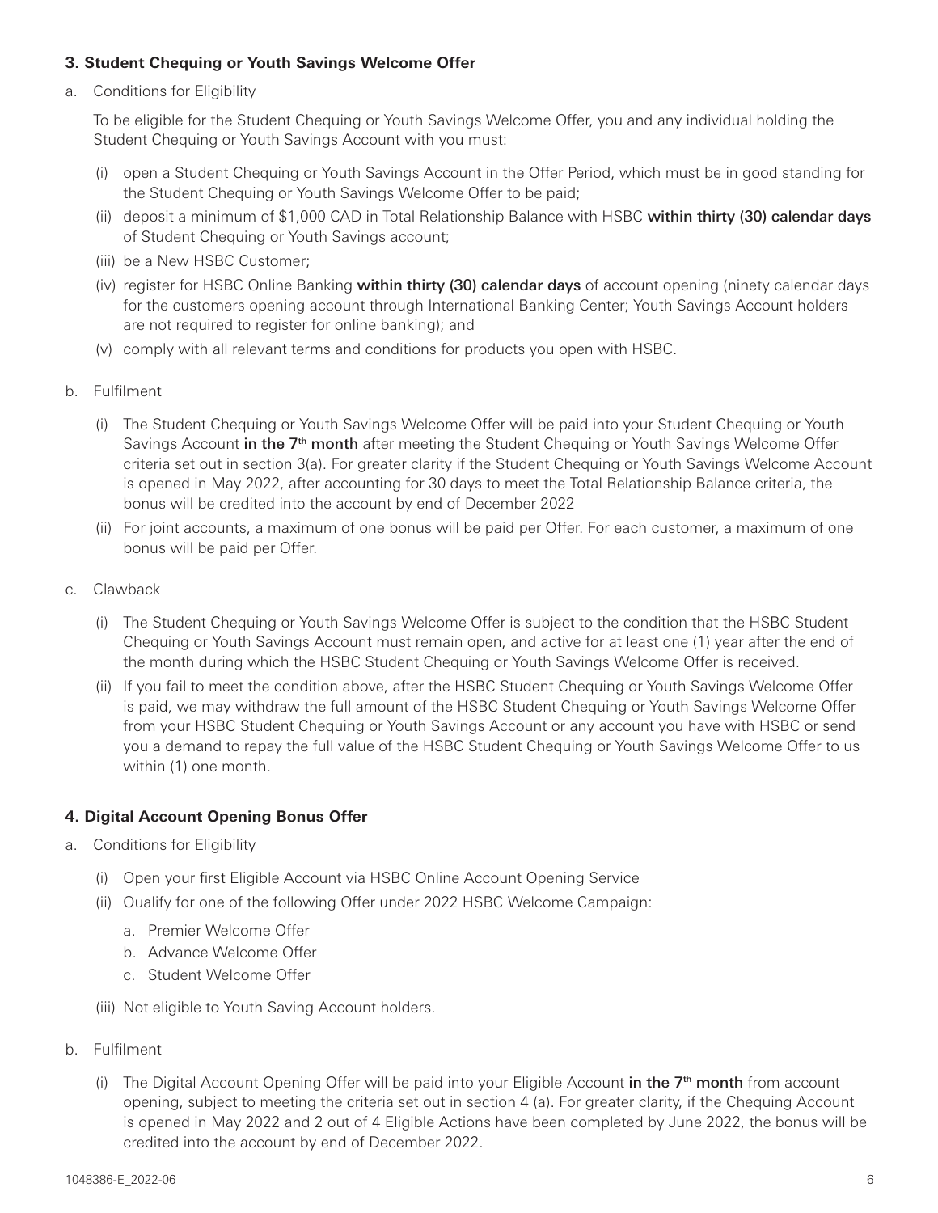### 3. Student Chequing or Youth Savings Welcome Offer

a. Conditions for Eligibility

To be eligible for the Student Chequing or Youth Savings Welcome Offer, you and any individual holding the Student Chequing or Youth Savings Account with you must:

(i) open a Student Chequing or Youth Savings Account in the Offer Period, which must be in good standing for the Student Chequing or Youth Savings Welcome Offer to be paid;

(ii) deposit a minimum of $1,000 CAD in Total Relationship Balance with HSBC **within thirty (30) calendar days** of Student Chequing or Youth Savings account;

(iii) be a New HSBC Customer;

(iv) register for HSBC Online Banking **within thirty (30) calendar days** of account opening (ninety calendar days for the customers opening account through International Banking Center; Youth Savings Account holders are not required to register for online banking); and

(v) comply with all relevant terms and conditions for products you open with HSBC.

b. Fulfilment

(i) The Student Chequing or Youth Savings Welcome Offer will be paid into your Student Chequing or Youth Savings Account **in the 7th month** after meeting the Student Chequing or Youth Savings Welcome Offer criteria set out in section 3(a). For greater clarity if the Student Chequing or Youth Savings Welcome Account is opened in May 2022, after accounting for 30 days to meet the Total Relationship Balance criteria, the bonus will be credited into the account by end of December 2022

(ii) For joint accounts, a maximum of one bonus will be paid per Offer. For each customer, a maximum of one bonus will be paid per Offer.

c. Clawback

(i) The Student Chequing or Youth Savings Welcome Offer is subject to the condition that the HSBC Student Chequing or Youth Savings Account must remain open, and active for at least one (1) year after the end of the month during which the HSBC Student Chequing or Youth Savings Welcome Offer is received.

(ii) If you fail to meet the condition above, after the HSBC Student Chequing or Youth Savings Welcome Offer is paid, we may withdraw the full amount of the HSBC Student Chequing or Youth Savings Welcome Offer from your HSBC Student Chequing or Youth Savings Account or any account you have with HSBC or send you a demand to repay the full value of the HSBC Student Chequing or Youth Savings Welcome Offer to us within (1) one month.

### 4. Digital Account Opening Bonus Offer

a. Conditions for Eligibility

(i) Open your first Eligible Account via HSBC Online Account Opening Service

(ii) Qualify for one of the following Offer under 2022 HSBC Welcome Campaign:

   a. Premier Welcome Offer
   b. Advance Welcome Offer
   c. Student Welcome Offer

(iii) Not eligible to Youth Saving Account holders.

b. Fulfilment

(i) The Digital Account Opening Offer will be paid into your Eligible Account **in the 7th month** from account opening, subject to meeting the criteria set out in section 4 (a). For greater clarity, if the Chequing Account is opened in May 2022 and 2 out of 4 Eligible Actions have been completed by June 2022, the bonus will be credited into the account by end of December 2022.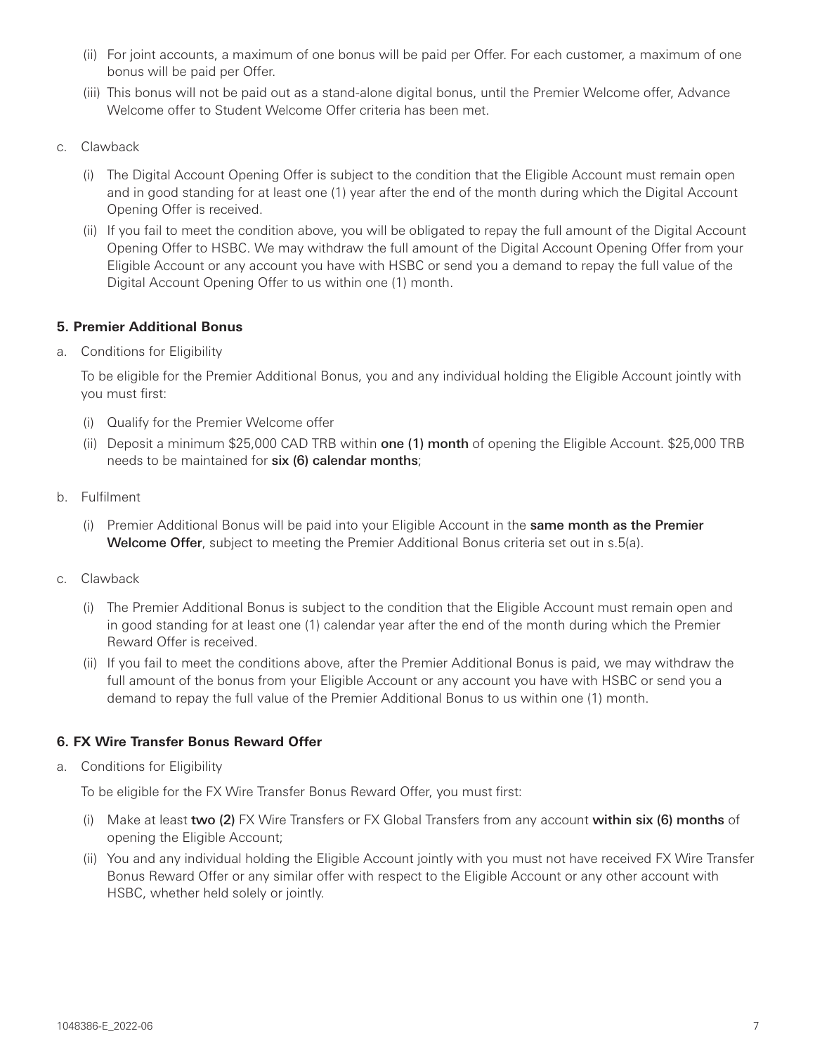(ii) For joint accounts, a maximum of one bonus will be paid per Offer. For each customer, a maximum of one bonus will be paid per Offer.

(iii) This bonus will not be paid out as a stand-alone digital bonus, until the Premier Welcome offer, Advance Welcome offer to Student Welcome Offer criteria has been met.

c. Clawback

(i) The Digital Account Opening Offer is subject to the condition that the Eligible Account must remain open and in good standing for at least one (1) year after the end of the month during which the Digital Account Opening Offer is received.

(ii) If you fail to meet the condition above, you will be obligated to repay the full amount of the Digital Account Opening Offer to HSBC. We may withdraw the full amount of the Digital Account Opening Offer from your Eligible Account or any account you have with HSBC or send you a demand to repay the full value of the Digital Account Opening Offer to us within one (1) month.

### 5. Premier Additional Bonus

a. Conditions for Eligibility

To be eligible for the Premier Additional Bonus, you and any individual holding the Eligible Account jointly with you must first:

(i) Qualify for the Premier Welcome offer

(ii) Deposit a minimum $25,000 CAD TRB within **one (1) month** of opening the Eligible Account. $25,000 TRB needs to be maintained for **six (6) calendar months**;

b. Fulfilment

(i) Premier Additional Bonus will be paid into your Eligible Account in the **same month as the Premier Welcome Offer**, subject to meeting the Premier Additional Bonus criteria set out in s.5(a).

c. Clawback

(i) The Premier Additional Bonus is subject to the condition that the Eligible Account must remain open and in good standing for at least one (1) calendar year after the end of the month during which the Premier Reward Offer is received.

(ii) If you fail to meet the conditions above, after the Premier Additional Bonus is paid, we may withdraw the full amount of the bonus from your Eligible Account or any account you have with HSBC or send you a demand to repay the full value of the Premier Additional Bonus to us within one (1) month.

### 6. FX Wire Transfer Bonus Reward Offer

a. Conditions for Eligibility

To be eligible for the FX Wire Transfer Bonus Reward Offer, you must first:

(i) Make at least **two (2)** FX Wire Transfers or FX Global Transfers from any account **within six (6) months** of opening the Eligible Account;

(ii) You and any individual holding the Eligible Account jointly with you must not have received FX Wire Transfer Bonus Reward Offer or any similar offer with respect to the Eligible Account or any other account with HSBC, whether held solely or jointly.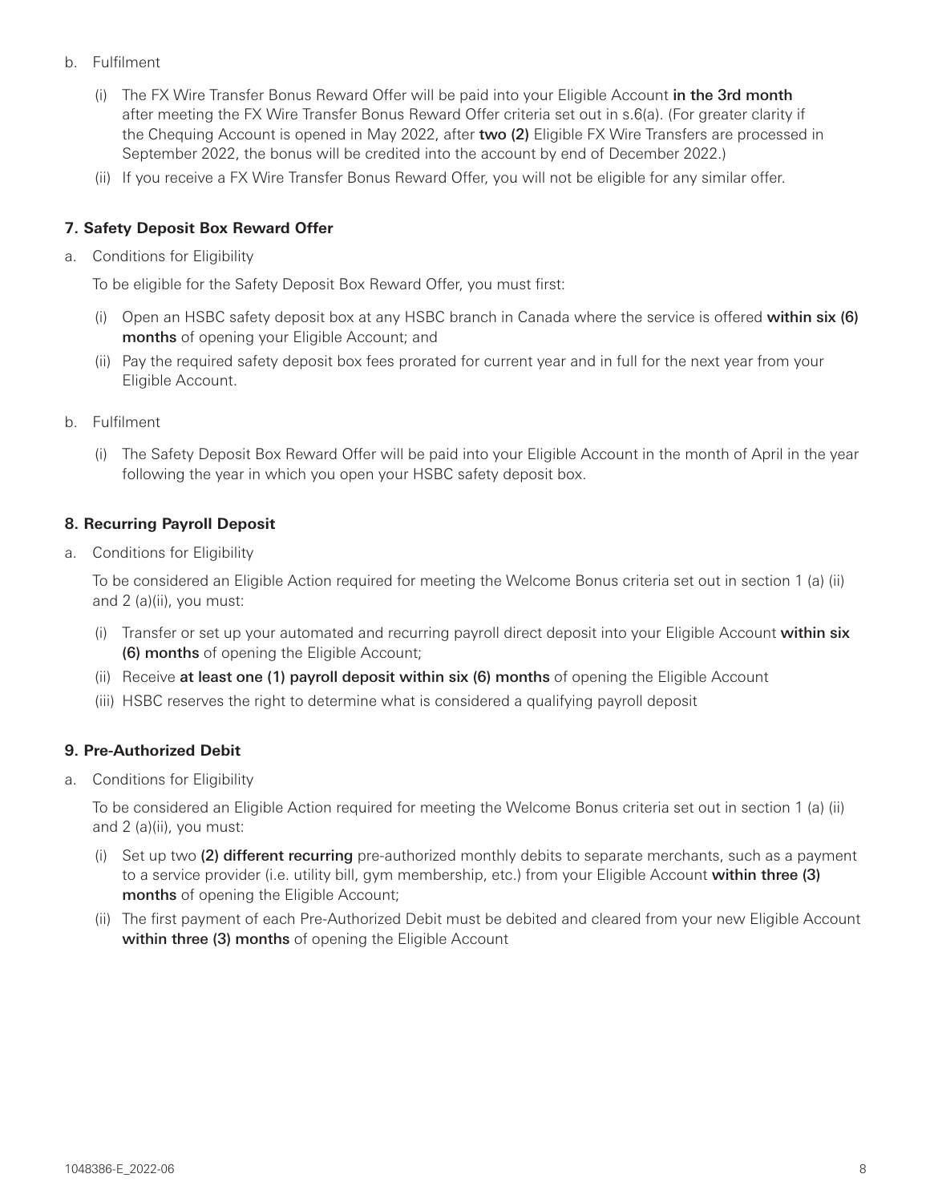b. Fulfilment

   (i) The FX Wire Transfer Bonus Reward Offer will be paid into your Eligible Account **in the 3rd month** after meeting the FX Wire Transfer Bonus Reward Offer criteria set out in s.6(a). (For greater clarity if the Chequing Account is opened in May 2022, after **two (2)** Eligible FX Wire Transfers are processed in September 2022, the bonus will be credited into the account by end of December 2022.)

   (ii) If you receive a FX Wire Transfer Bonus Reward Offer, you will not be eligible for any similar offer.

### 7. Safety Deposit Box Reward Offer

a. Conditions for Eligibility

   To be eligible for the Safety Deposit Box Reward Offer, you must first:

   (i) Open an HSBC safety deposit box at any HSBC branch in Canada where the service is offered **within six (6) months** of opening your Eligible Account; and

   (ii) Pay the required safety deposit box fees prorated for current year and in full for the next year from your Eligible Account.

b. Fulfilment

   (i) The Safety Deposit Box Reward Offer will be paid into your Eligible Account in the month of April in the year following the year in which you open your HSBC safety deposit box.

### 8. Recurring Payroll Deposit

a. Conditions for Eligibility

   To be considered an Eligible Action required for meeting the Welcome Bonus criteria set out in section 1 (a) (ii) and 2 (a)(ii), you must:

   (i) Transfer or set up your automated and recurring payroll direct deposit into your Eligible Account **within six (6) months** of opening the Eligible Account;

   (ii) Receive **at least one (1) payroll deposit within six (6) months** of opening the Eligible Account

   (iii) HSBC reserves the right to determine what is considered a qualifying payroll deposit

### 9. Pre-Authorized Debit

a. Conditions for Eligibility

   To be considered an Eligible Action required for meeting the Welcome Bonus criteria set out in section 1 (a) (ii) and 2 (a)(ii), you must:

   (i) Set up two **(2) different recurring** pre-authorized monthly debits to separate merchants, such as a payment to a service provider (i.e. utility bill, gym membership, etc.) from your Eligible Account **within three (3) months** of opening the Eligible Account;

   (ii) The first payment of each Pre-Authorized Debit must be debited and cleared from your new Eligible Account **within three (3) months** of opening the Eligible Account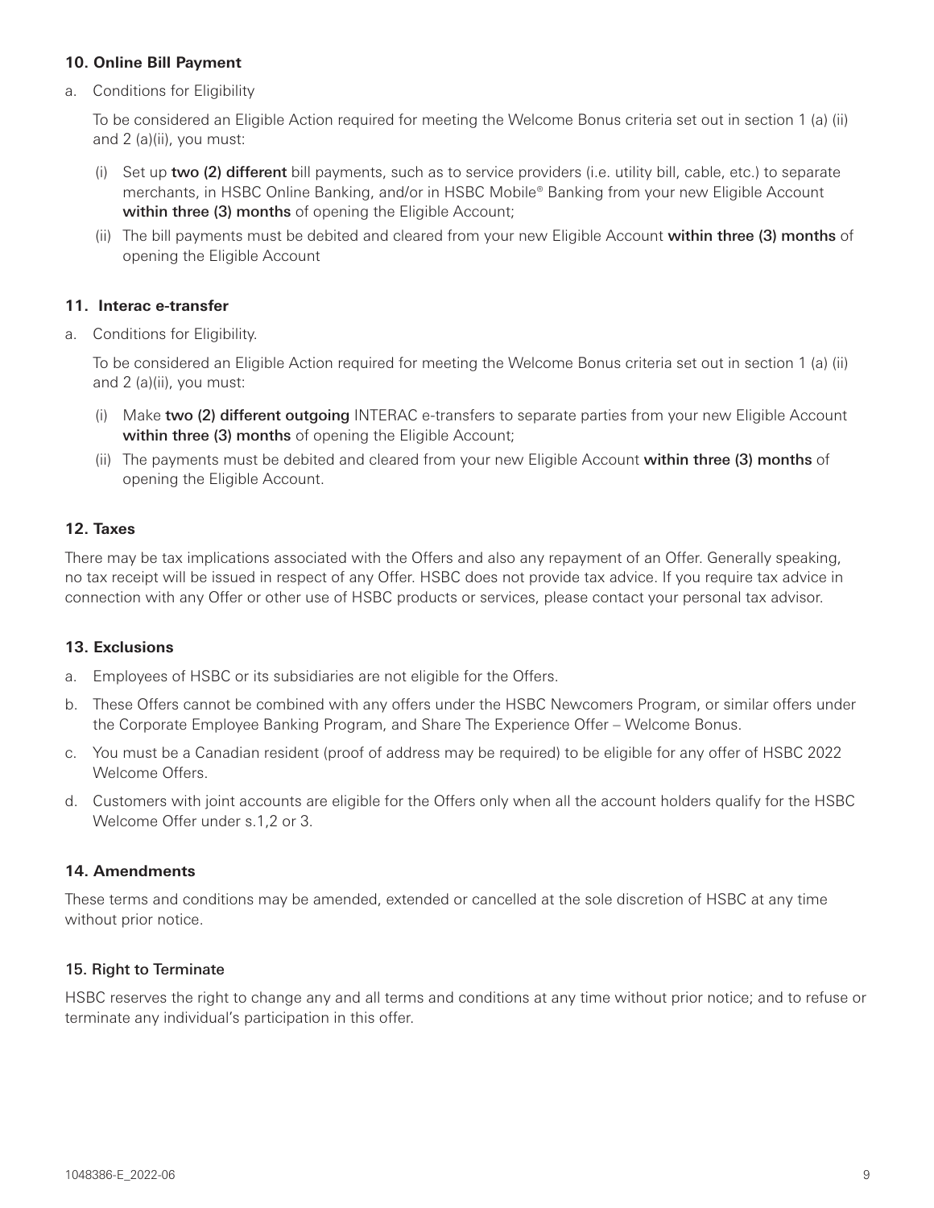### 10. Online Bill Payment

a. Conditions for Eligibility

To be considered an Eligible Action required for meeting the Welcome Bonus criteria set out in section 1 (a) (ii) and 2 (a)(ii), you must:

(i) Set up **two (2) different** bill payments, such as to service providers (i.e. utility bill, cable, etc.) to separate merchants, in HSBC Online Banking, and/or in HSBC Mobile® Banking from your new Eligible Account **within three (3) months** of opening the Eligible Account;

(ii) The bill payments must be debited and cleared from your new Eligible Account **within three (3) months** of opening the Eligible Account

### 11. Interac e-transfer

a. Conditions for Eligibility.

To be considered an Eligible Action required for meeting the Welcome Bonus criteria set out in section 1 (a) (ii) and 2 (a)(ii), you must:

(i) Make **two (2) different outgoing** INTERAC e-transfers to separate parties from your new Eligible Account **within three (3) months** of opening the Eligible Account;

(ii) The payments must be debited and cleared from your new Eligible Account **within three (3) months** of opening the Eligible Account.

### 12. Taxes

There may be tax implications associated with the Offers and also any repayment of an Offer. Generally speaking, no tax receipt will be issued in respect of any Offer. HSBC does not provide tax advice. If you require tax advice in connection with any Offer or other use of HSBC products or services, please contact your personal tax advisor.

### 13. Exclusions

a. Employees of HSBC or its subsidiaries are not eligible for the Offers.

b. These Offers cannot be combined with any offers under the HSBC Newcomers Program, or similar offers under the Corporate Employee Banking Program, and Share The Experience Offer – Welcome Bonus.

c. You must be a Canadian resident (proof of address may be required) to be eligible for any offer of HSBC 2022 Welcome Offers.

d. Customers with joint accounts are eligible for the Offers only when all the account holders qualify for the HSBC Welcome Offer under s.1,2 or 3.

### 14. Amendments

These terms and conditions may be amended, extended or cancelled at the sole discretion of HSBC at any time without prior notice.

### 15. Right to Terminate

HSBC reserves the right to change any and all terms and conditions at any time without prior notice; and to refuse or terminate any individual's participation in this offer.

1048386-E_2022-06